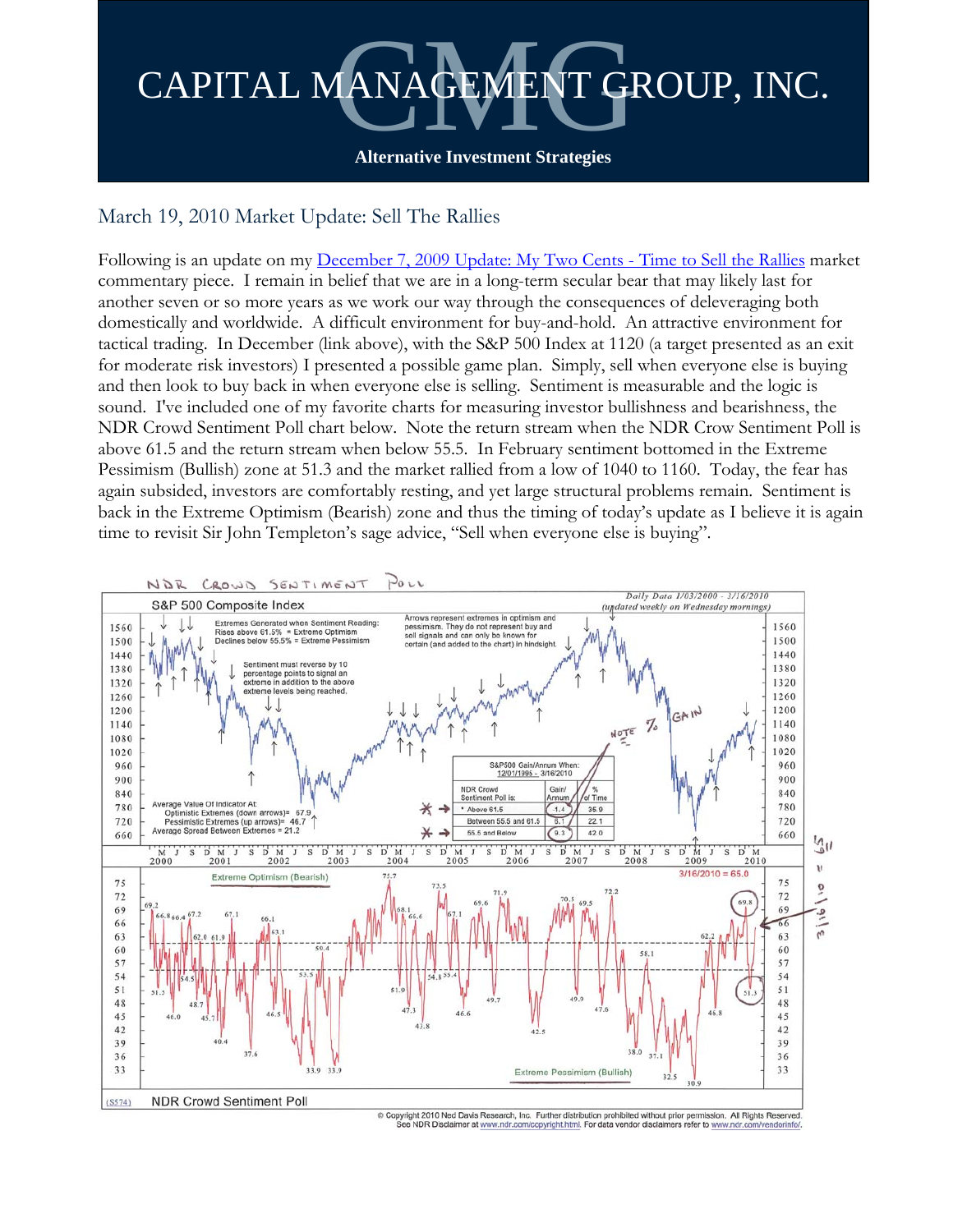# CAPITAL MANAGEMENT GROUP, INC.

**Alternative Investment Strategies**

## March 19, 2010 Market Update: Sell The Rallies

Following is an update on my December 7, 2009 Update: My Two Cents - Time to Sell the Rallies market commentary piece. I remain in belief that we are in a long-term secular bear that may likely last for another seven or so more years as we work our way through the consequences of deleveraging both domestically and worldwide. A difficult environment for buy-and-hold. An attractive environment for tactical trading. In December (link above), with the S&P 500 Index at 1120 (a target presented as an exit for moderate risk investors) I presented a possible game plan. Simply, sell when everyone else is buying and then look to buy back in when everyone else is selling. Sentiment is measurable and the logic is sound. I've included one of my favorite charts for measuring investor bullishness and bearishness, the NDR Crowd Sentiment Poll chart below. Note the return stream when the NDR Crow Sentiment Poll is above 61.5 and the return stream when below 55.5. In February sentiment bottomed in the Extreme Pessimism (Bullish) zone at 51.3 and the market rallied from a low of 1040 to 1160. Today, the fear has again subsided, investors are comfortably resting, and yet large structural problems remain. Sentiment is back in the Extreme Optimism (Bearish) zone and thus the timing of today's update as I believe it is again time to revisit Sir John Templeton's sage advice, "Sell when everyone else is buying".

NDR CROWD SENTIMENT POLL

S&P 500 Composite Index

*Daily Data 1/03/2000 - 3/16/2010 (updated weekly on Wednesday mornings)*

Extremes Generated when Sentiment Reading: Rises above 61.5% = Extreme Optimism; Declines below 55.5% = Extreme Pessimism

Sentiment must reverse by 10 percentage points to signal an extreme in addition to the above extreme levels being reached.

Arrows represent extremes in optimism and pessimism. They do not represent buy and sell signals and can only be known for certain (and added to the chart) in hindsight.

NOTE % GAIN

| S&P500 Gain/Annum When: 12/01/1995 - 3/16/2010 | | |
|---|---|---|
| NDR Crowd Sentiment Poll is: | Gain/Annum | % of Time |
| * Above 61.5 | -1.4 | 35.9 |
| Between 55.5 and 61.5 | 6.1 | 22.1 |
| 55.5 and Below | 9.3 | 42.0 |

Average Value Of Indicator At:
Optimistic Extremes (down arrows) = 67.9
Pessimistic Extremes (up arrows) = 46.7
Average Spread Between Extremes = 21.2

Extreme Optimism (Bearish)

3/16/2010 = 65.0

Extreme Pessimism (Bullish)

(S574) NDR Crowd Sentiment Poll

© Copyright 2010 Ned Davis Research, Inc. Further distribution prohibited without prior permission. All Rights Reserved. See NDR Disclaimer at www.ndr.com/copyright.html. For data vendor disclaimers refer to www.ndr.com/vendorinfo/.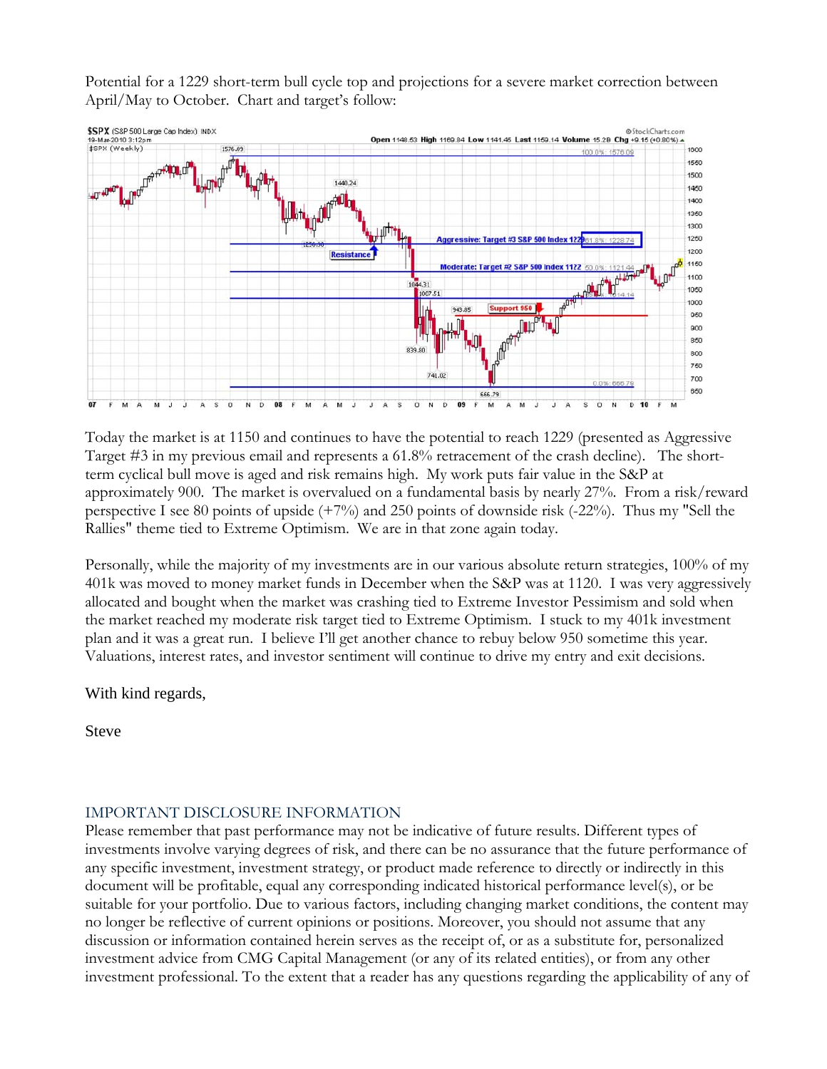Potential for a 1229 short-term bull cycle top and projections for a severe market correction between April/May to October. Chart and target's follow:

Today the market is at 1150 and continues to have the potential to reach 1229 (presented as Aggressive Target #3 in my previous email and represents a 61.8% retracement of the crash decline). The short-term cyclical bull move is aged and risk remains high. My work puts fair value in the S&P at approximately 900. The market is overvalued on a fundamental basis by nearly 27%. From a risk/reward perspective I see 80 points of upside (+7%) and 250 points of downside risk (-22%). Thus my "Sell the Rallies" theme tied to Extreme Optimism. We are in that zone again today.

Personally, while the majority of my investments are in our various absolute return strategies, 100% of my 401k was moved to money market funds in December when the S&P was at 1120. I was very aggressively allocated and bought when the market was crashing tied to Extreme Investor Pessimism and sold when the market reached my moderate risk target tied to Extreme Optimism. I stuck to my 401k investment plan and it was a great run. I believe I'll get another chance to rebuy below 950 sometime this year. Valuations, interest rates, and investor sentiment will continue to drive my entry and exit decisions.

With kind regards,

Steve

## IMPORTANT DISCLOSURE INFORMATION

Please remember that past performance may not be indicative of future results. Different types of investments involve varying degrees of risk, and there can be no assurance that the future performance of any specific investment, investment strategy, or product made reference to directly or indirectly in this document will be profitable, equal any corresponding indicated historical performance level(s), or be suitable for your portfolio. Due to various factors, including changing market conditions, the content may no longer be reflective of current opinions or positions. Moreover, you should not assume that any discussion or information contained herein serves as the receipt of, or as a substitute for, personalized investment advice from CMG Capital Management (or any of its related entities), or from any other investment professional. To the extent that a reader has any questions regarding the applicability of any of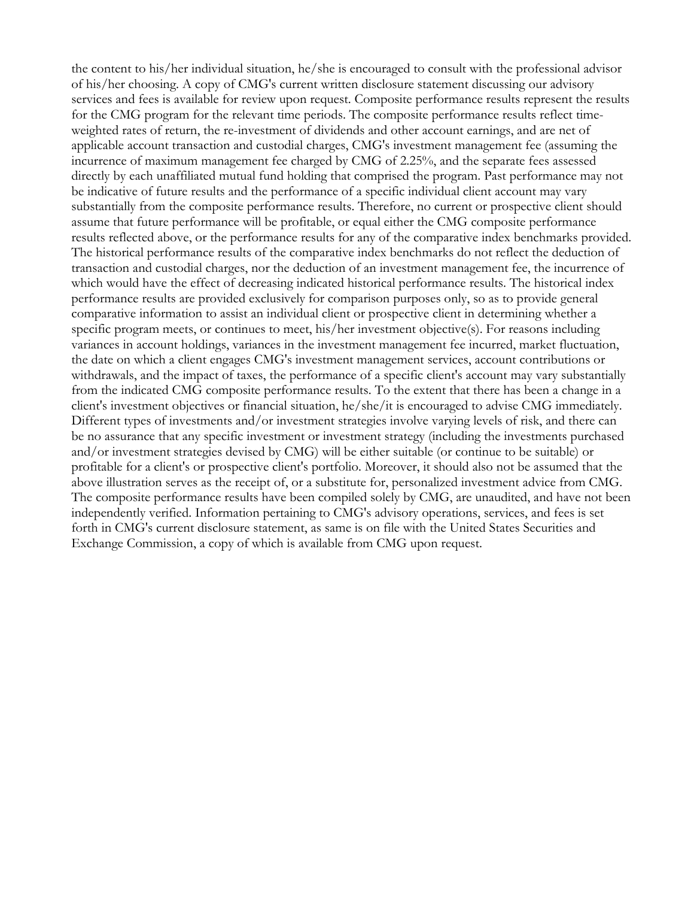the content to his/her individual situation, he/she is encouraged to consult with the professional advisor of his/her choosing. A copy of CMG's current written disclosure statement discussing our advisory services and fees is available for review upon request. Composite performance results represent the results for the CMG program for the relevant time periods. The composite performance results reflect time-weighted rates of return, the re-investment of dividends and other account earnings, and are net of applicable account transaction and custodial charges, CMG's investment management fee (assuming the incurrence of maximum management fee charged by CMG of 2.25%, and the separate fees assessed directly by each unaffiliated mutual fund holding that comprised the program. Past performance may not be indicative of future results and the performance of a specific individual client account may vary substantially from the composite performance results. Therefore, no current or prospective client should assume that future performance will be profitable, or equal either the CMG composite performance results reflected above, or the performance results for any of the comparative index benchmarks provided. The historical performance results of the comparative index benchmarks do not reflect the deduction of transaction and custodial charges, nor the deduction of an investment management fee, the incurrence of which would have the effect of decreasing indicated historical performance results. The historical index performance results are provided exclusively for comparison purposes only, so as to provide general comparative information to assist an individual client or prospective client in determining whether a specific program meets, or continues to meet, his/her investment objective(s). For reasons including variances in account holdings, variances in the investment management fee incurred, market fluctuation, the date on which a client engages CMG's investment management services, account contributions or withdrawals, and the impact of taxes, the performance of a specific client's account may vary substantially from the indicated CMG composite performance results. To the extent that there has been a change in a client's investment objectives or financial situation, he/she/it is encouraged to advise CMG immediately. Different types of investments and/or investment strategies involve varying levels of risk, and there can be no assurance that any specific investment or investment strategy (including the investments purchased and/or investment strategies devised by CMG) will be either suitable (or continue to be suitable) or profitable for a client's or prospective client's portfolio. Moreover, it should also not be assumed that the above illustration serves as the receipt of, or a substitute for, personalized investment advice from CMG. The composite performance results have been compiled solely by CMG, are unaudited, and have not been independently verified. Information pertaining to CMG's advisory operations, services, and fees is set forth in CMG's current disclosure statement, as same is on file with the United States Securities and Exchange Commission, a copy of which is available from CMG upon request.